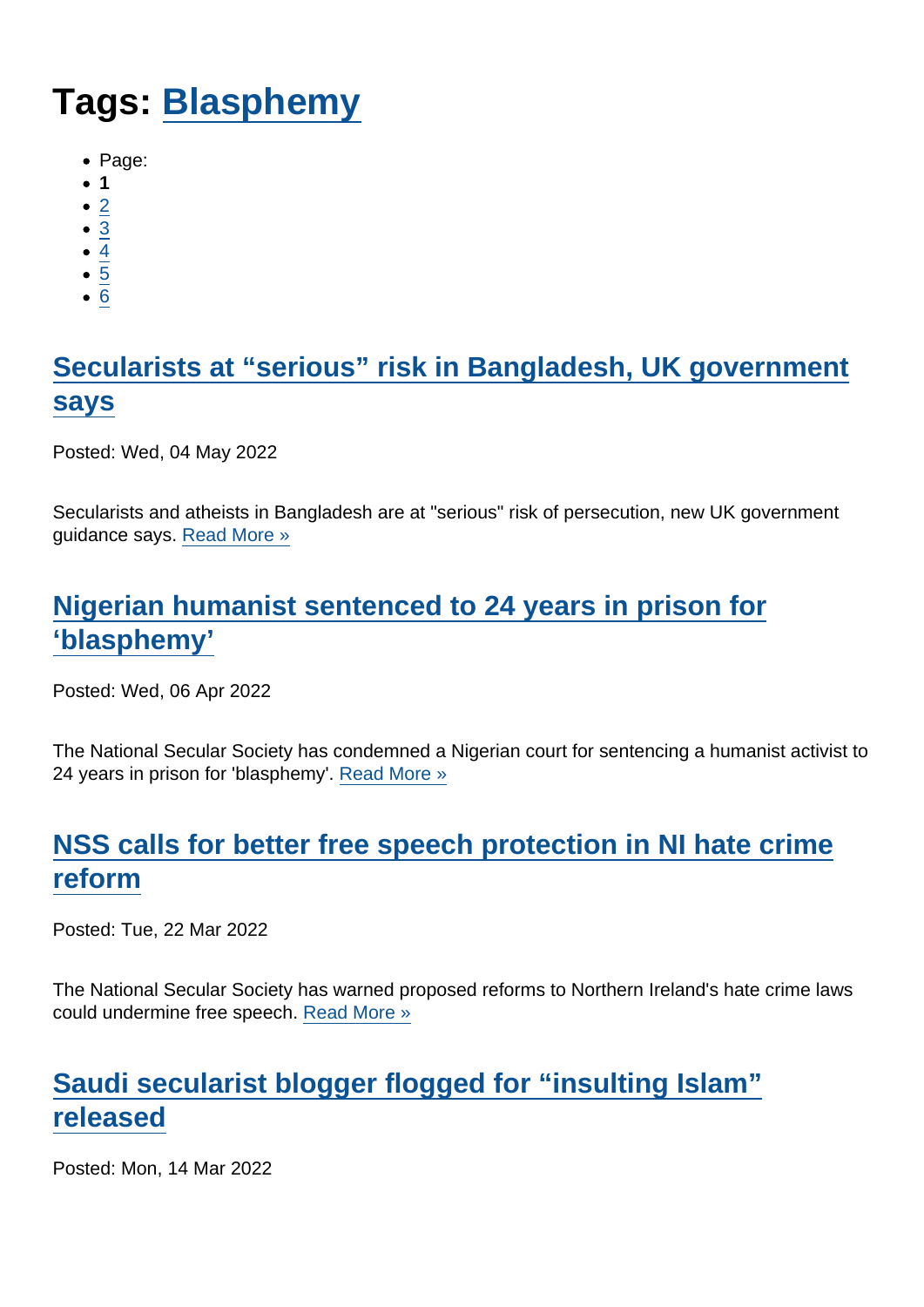# Tags: Blasphemy

- Page:
- **1**
- 2
- 3
- 4
- 5
- 6

## Secularists at "serious" risk in Bangladesh, UK government says

Posted: Wed, 04 May 2022

Secularists and atheists in Bangladesh are at "serious" risk of persecution, new UK government guidance says. Read More »

## Nigerian humanist sentenced to 24 years in prison for 'blasphemy'

Posted: Wed, 06 Apr 2022

The National Secular Society has condemned a Nigerian court for sentencing a humanist activist to 24 years in prison for 'blasphemy'. Read More »

## NSS calls for better free speech protection in NI hate crime reform

Posted: Tue, 22 Mar 2022

The National Secular Society has warned proposed reforms to Northern Ireland's hate crime laws could undermine free speech. Read More »

## Saudi secularist blogger flogged for "insulting Islam" released

Posted: Mon, 14 Mar 2022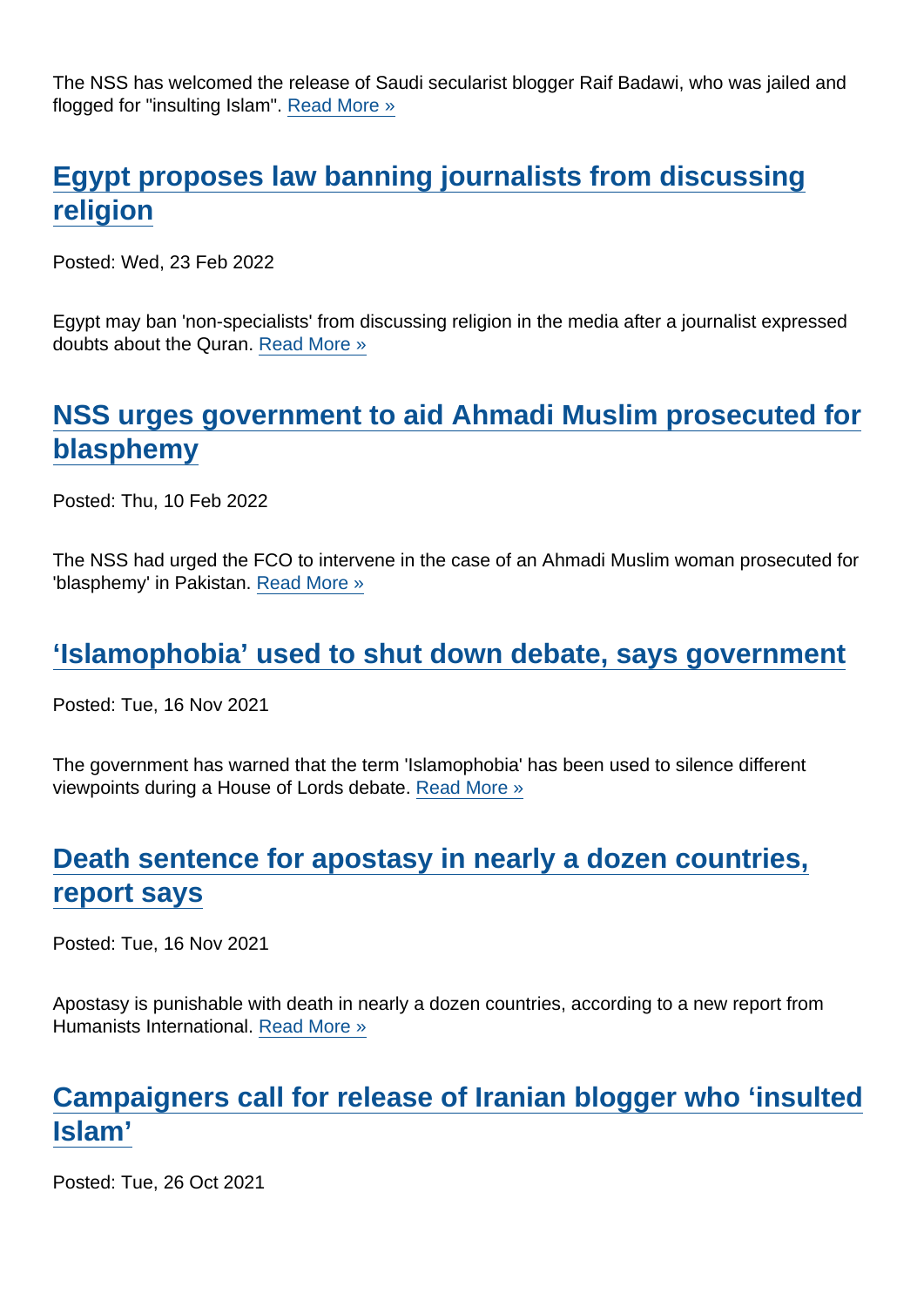The NSS has welcomed the release of Saudi secularist blogger Raif Badawi, who was jailed and flogged for "insulting Islam". [Read More »]

## [Egypt proposes law banning journalists from discussing religion]

Posted: Wed, 23 Feb 2022

Egypt may ban 'non-specialists' from discussing religion in the media after a journalist expressed doubts about the Quran. [Read More »]

## [NSS urges government to aid Ahmadi Muslim prosecuted for blasphemy]

Posted: Thu, 10 Feb 2022

The NSS had urged the FCO to intervene in the case of an Ahmadi Muslim woman prosecuted for 'blasphemy' in Pakistan. [Read More »]

## [‘Islamophobia’ used to shut down debate, says government]

Posted: Tue, 16 Nov 2021

The government has warned that the term 'Islamophobia' has been used to silence different viewpoints during a House of Lords debate. [Read More »]

## [Death sentence for apostasy in nearly a dozen countries, report says]

Posted: Tue, 16 Nov 2021

Apostasy is punishable with death in nearly a dozen countries, according to a new report from Humanists International. [Read More »]

## [Campaigners call for release of Iranian blogger who ‘insulted Islam’]

Posted: Tue, 26 Oct 2021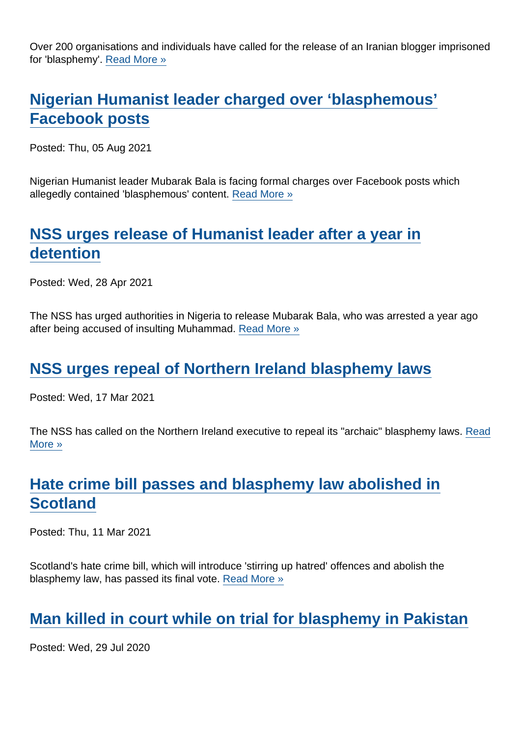Over 200 organisations and individuals have called for the release of an Iranian blogger imprisoned for 'blasphemy'. [Read More »]

## [Nigerian Humanist leader charged over ‘blasphemous’ Facebook posts]

Posted: Thu, 05 Aug 2021

Nigerian Humanist leader Mubarak Bala is facing formal charges over Facebook posts which allegedly contained 'blasphemous' content. [Read More »]

## [NSS urges release of Humanist leader after a year in detention]

Posted: Wed, 28 Apr 2021

The NSS has urged authorities in Nigeria to release Mubarak Bala, who was arrested a year ago after being accused of insulting Muhammad. [Read More »]

## [NSS urges repeal of Northern Ireland blasphemy laws]

Posted: Wed, 17 Mar 2021

The NSS has called on the Northern Ireland executive to repeal its "archaic" blasphemy laws. [Read More »]

## [Hate crime bill passes and blasphemy law abolished in Scotland]

Posted: Thu, 11 Mar 2021

Scotland's hate crime bill, which will introduce 'stirring up hatred' offences and abolish the blasphemy law, has passed its final vote. [Read More »]

## [Man killed in court while on trial for blasphemy in Pakistan]

Posted: Wed, 29 Jul 2020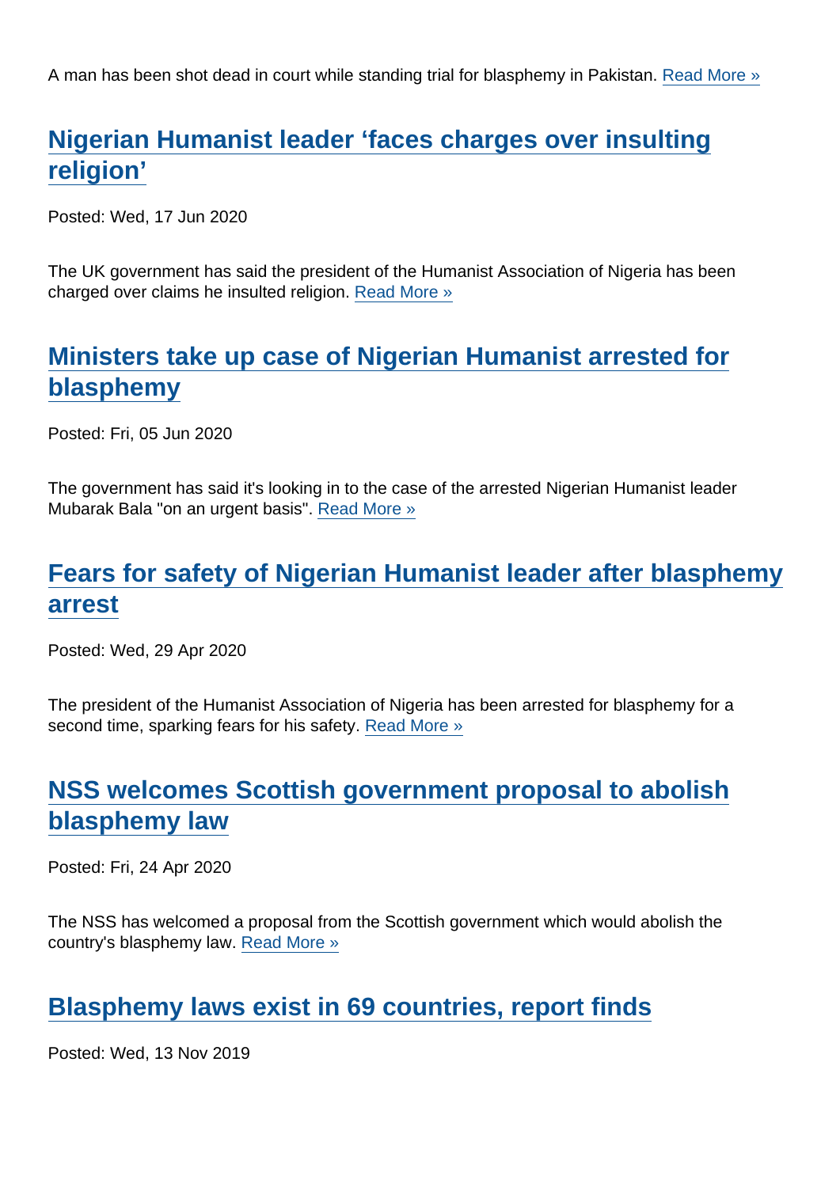A man has been shot dead in court while standing trial for blasphemy in Pakistan. Read More »

## Nigerian Humanist leader 'faces charges over insulting religion'

Posted: Wed, 17 Jun 2020

The UK government has said the president of the Humanist Association of Nigeria has been charged over claims he insulted religion. Read More »

## Ministers take up case of Nigerian Humanist arrested for blasphemy

Posted: Fri, 05 Jun 2020

The government has said it's looking in to the case of the arrested Nigerian Humanist leader Mubarak Bala "on an urgent basis". Read More »

## Fears for safety of Nigerian Humanist leader after blasphemy arrest

Posted: Wed, 29 Apr 2020

The president of the Humanist Association of Nigeria has been arrested for blasphemy for a second time, sparking fears for his safety. Read More »

## NSS welcomes Scottish government proposal to abolish blasphemy law

Posted: Fri, 24 Apr 2020

The NSS has welcomed a proposal from the Scottish government which would abolish the country's blasphemy law. Read More »

## Blasphemy laws exist in 69 countries, report finds

Posted: Wed, 13 Nov 2019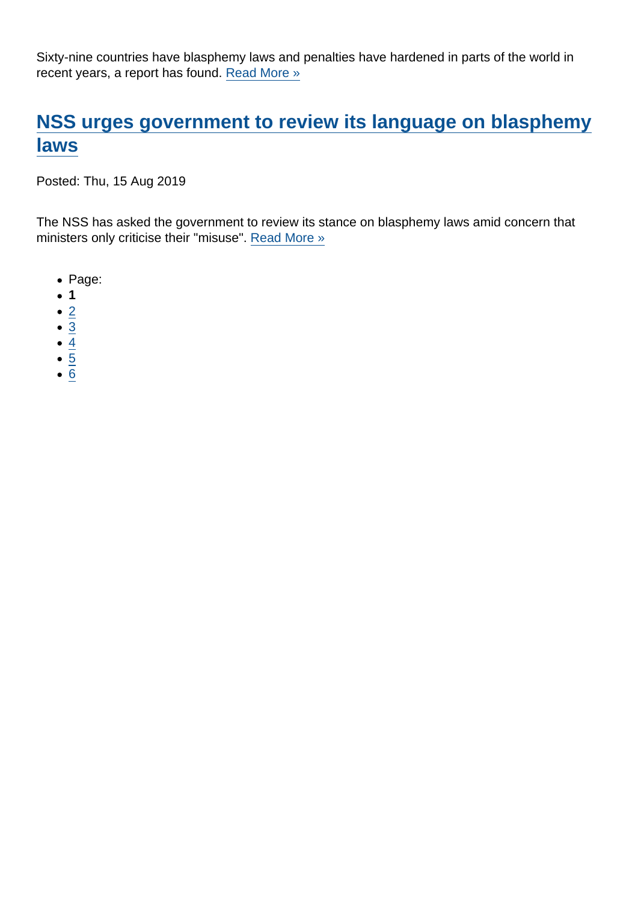Sixty-nine countries have blasphemy laws and penalties have hardened in parts of the world in recent years, a report has found. Read More »

## NSS urges government to review its language on blasphemy laws

Posted: Thu, 15 Aug 2019

The NSS has asked the government to review its stance on blasphemy laws amid concern that ministers only criticise their "misuse". Read More »

- Page:
- **1**
- 2
- 3
- 4
- 5
- 6